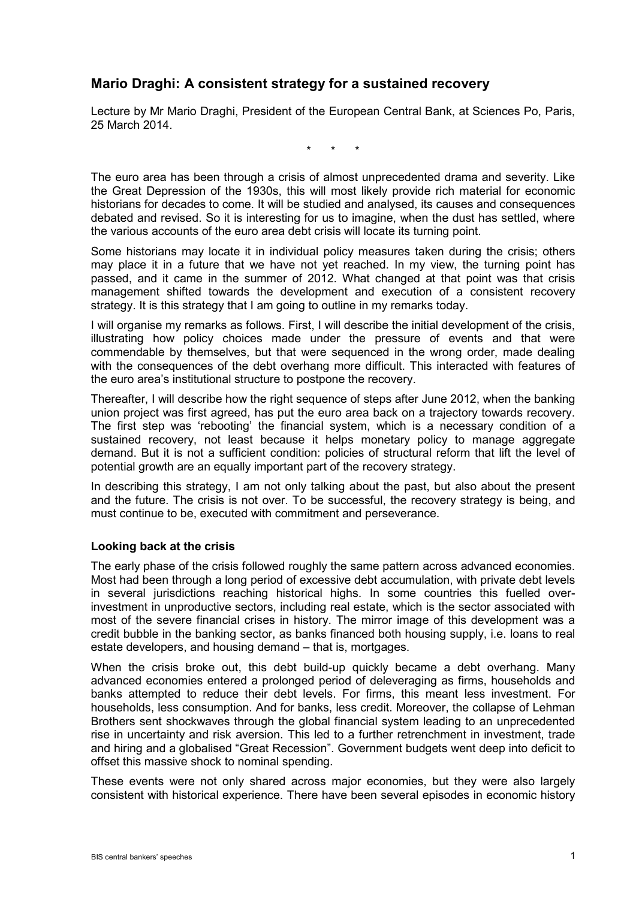## Mario Draghi: A consistent strategy for a sustained recovery

Lecture by Mr Mario Draghi, President of the European Central Bank, at Sciences Po, Paris, 25 March 2014.

\* \* \*

The euro area has been through a crisis of almost unprecedented drama and severity. Like the Great Depression of the 1930s, this will most likely provide rich material for economic historians for decades to come. It will be studied and analysed, its causes and consequences debated and revised. So it is interesting for us to imagine, when the dust has settled, where the various accounts of the euro area debt crisis will locate its turning point.

Some historians may locate it in individual policy measures taken during the crisis; others may place it in a future that we have not yet reached. In my view, the turning point has passed, and it came in the summer of 2012. What changed at that point was that crisis management shifted towards the development and execution of a consistent recovery strategy. It is this strategy that I am going to outline in my remarks today.

I will organise my remarks as follows. First, I will describe the initial development of the crisis, illustrating how policy choices made under the pressure of events and that were commendable by themselves, but that were sequenced in the wrong order, made dealing with the consequences of the debt overhang more difficult. This interacted with features of the euro area's institutional structure to postpone the recovery.

Thereafter, I will describe how the right sequence of steps after June 2012, when the banking union project was first agreed, has put the euro area back on a trajectory towards recovery. The first step was 'rebooting' the financial system, which is a necessary condition of a sustained recovery, not least because it helps monetary policy to manage aggregate demand. But it is not a sufficient condition: policies of structural reform that lift the level of potential growth are an equally important part of the recovery strategy.

In describing this strategy, I am not only talking about the past, but also about the present and the future. The crisis is not over. To be successful, the recovery strategy is being, and must continue to be, executed with commitment and perseverance.

### Looking back at the crisis

The early phase of the crisis followed roughly the same pattern across advanced economies. Most had been through a long period of excessive debt accumulation, with private debt levels in several jurisdictions reaching historical highs. In some countries this fuelled over-investment in unproductive sectors, including real estate, which is the sector associated with most of the severe financial crises in history. The mirror image of this development was a credit bubble in the banking sector, as banks financed both housing supply, i.e. loans to real estate developers, and housing demand – that is, mortgages.

When the crisis broke out, this debt build-up quickly became a debt overhang. Many advanced economies entered a prolonged period of deleveraging as firms, households and banks attempted to reduce their debt levels. For firms, this meant less investment. For households, less consumption. And for banks, less credit. Moreover, the collapse of Lehman Brothers sent shockwaves through the global financial system leading to an unprecedented rise in uncertainty and risk aversion. This led to a further retrenchment in investment, trade and hiring and a globalised "Great Recession". Government budgets went deep into deficit to offset this massive shock to nominal spending.

These events were not only shared across major economies, but they were also largely consistent with historical experience. There have been several episodes in economic history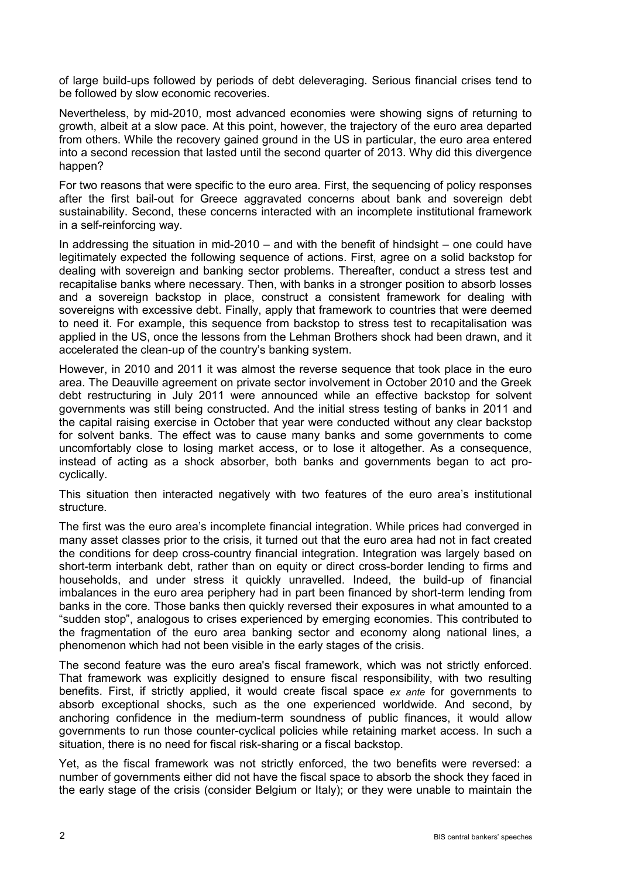of large build-ups followed by periods of debt deleveraging. Serious financial crises tend to be followed by slow economic recoveries.

Nevertheless, by mid-2010, most advanced economies were showing signs of returning to growth, albeit at a slow pace. At this point, however, the trajectory of the euro area departed from others. While the recovery gained ground in the US in particular, the euro area entered into a second recession that lasted until the second quarter of 2013. Why did this divergence happen?

For two reasons that were specific to the euro area. First, the sequencing of policy responses after the first bail-out for Greece aggravated concerns about bank and sovereign debt sustainability. Second, these concerns interacted with an incomplete institutional framework in a self-reinforcing way.

In addressing the situation in mid-2010 – and with the benefit of hindsight – one could have legitimately expected the following sequence of actions. First, agree on a solid backstop for dealing with sovereign and banking sector problems. Thereafter, conduct a stress test and recapitalise banks where necessary. Then, with banks in a stronger position to absorb losses and a sovereign backstop in place, construct a consistent framework for dealing with sovereigns with excessive debt. Finally, apply that framework to countries that were deemed to need it. For example, this sequence from backstop to stress test to recapitalisation was applied in the US, once the lessons from the Lehman Brothers shock had been drawn, and it accelerated the clean-up of the country's banking system.

However, in 2010 and 2011 it was almost the reverse sequence that took place in the euro area. The Deauville agreement on private sector involvement in October 2010 and the Greek debt restructuring in July 2011 were announced while an effective backstop for solvent governments was still being constructed. And the initial stress testing of banks in 2011 and the capital raising exercise in October that year were conducted without any clear backstop for solvent banks. The effect was to cause many banks and some governments to come uncomfortably close to losing market access, or to lose it altogether. As a consequence, instead of acting as a shock absorber, both banks and governments began to act pro-cyclically.

This situation then interacted negatively with two features of the euro area's institutional structure.

The first was the euro area's incomplete financial integration. While prices had converged in many asset classes prior to the crisis, it turned out that the euro area had not in fact created the conditions for deep cross-country financial integration. Integration was largely based on short-term interbank debt, rather than on equity or direct cross-border lending to firms and households, and under stress it quickly unravelled. Indeed, the build-up of financial imbalances in the euro area periphery had in part been financed by short-term lending from banks in the core. Those banks then quickly reversed their exposures in what amounted to a "sudden stop", analogous to crises experienced by emerging economies. This contributed to the fragmentation of the euro area banking sector and economy along national lines, a phenomenon which had not been visible in the early stages of the crisis.

The second feature was the euro area's fiscal framework, which was not strictly enforced. That framework was explicitly designed to ensure fiscal responsibility, with two resulting benefits. First, if strictly applied, it would create fiscal space *ex ante* for governments to absorb exceptional shocks, such as the one experienced worldwide. And second, by anchoring confidence in the medium-term soundness of public finances, it would allow governments to run those counter-cyclical policies while retaining market access. In such a situation, there is no need for fiscal risk-sharing or a fiscal backstop.

Yet, as the fiscal framework was not strictly enforced, the two benefits were reversed: a number of governments either did not have the fiscal space to absorb the shock they faced in the early stage of the crisis (consider Belgium or Italy); or they were unable to maintain the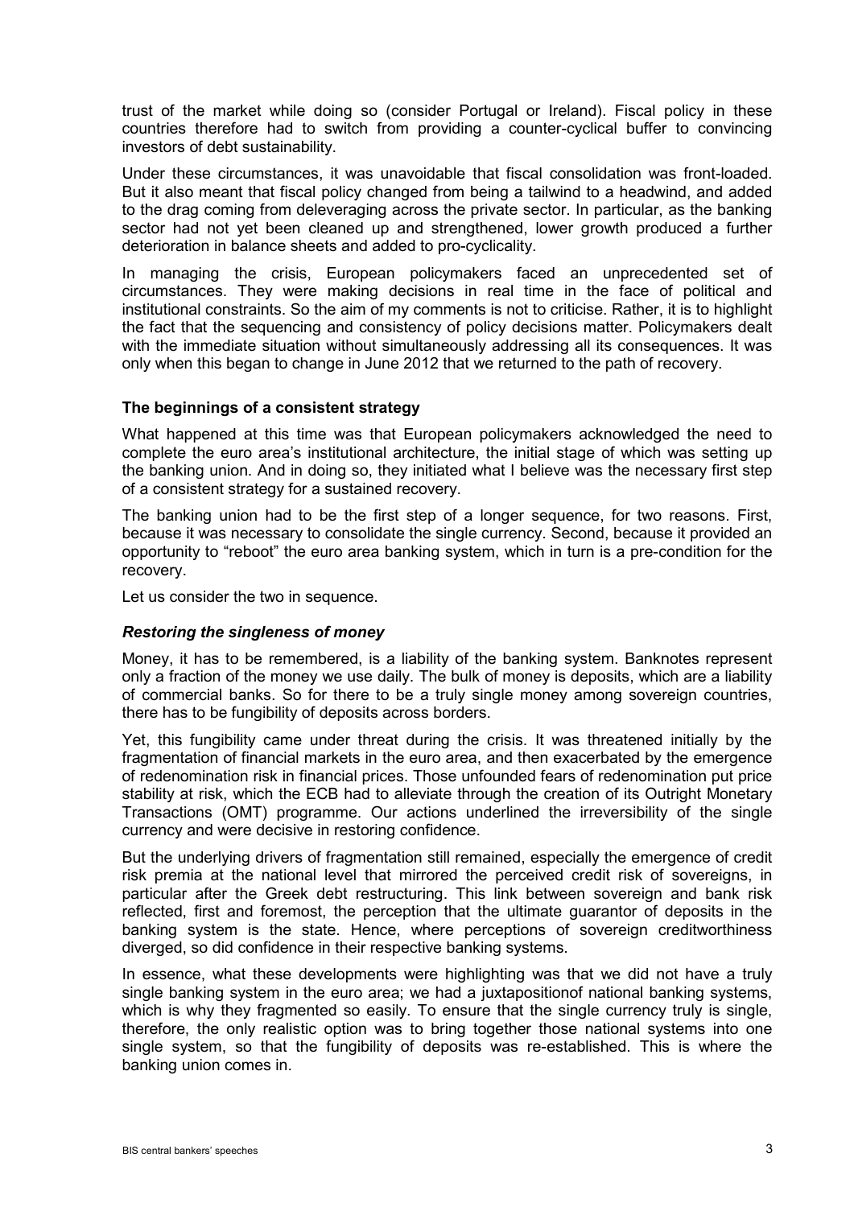trust of the market while doing so (consider Portugal or Ireland). Fiscal policy in these countries therefore had to switch from providing a counter-cyclical buffer to convincing investors of debt sustainability.

Under these circumstances, it was unavoidable that fiscal consolidation was front-loaded. But it also meant that fiscal policy changed from being a tailwind to a headwind, and added to the drag coming from deleveraging across the private sector. In particular, as the banking sector had not yet been cleaned up and strengthened, lower growth produced a further deterioration in balance sheets and added to pro-cyclicality.

In managing the crisis, European policymakers faced an unprecedented set of circumstances. They were making decisions in real time in the face of political and institutional constraints. So the aim of my comments is not to criticise. Rather, it is to highlight the fact that the sequencing and consistency of policy decisions matter. Policymakers dealt with the immediate situation without simultaneously addressing all its consequences. It was only when this began to change in June 2012 that we returned to the path of recovery.

### The beginnings of a consistent strategy

What happened at this time was that European policymakers acknowledged the need to complete the euro area's institutional architecture, the initial stage of which was setting up the banking union. And in doing so, they initiated what I believe was the necessary first step of a consistent strategy for a sustained recovery.

The banking union had to be the first step of a longer sequence, for two reasons. First, because it was necessary to consolidate the single currency. Second, because it provided an opportunity to "reboot" the euro area banking system, which in turn is a pre-condition for the recovery.

Let us consider the two in sequence.

#### *Restoring the singleness of money*

Money, it has to be remembered, is a liability of the banking system. Banknotes represent only a fraction of the money we use daily. The bulk of money is deposits, which are a liability of commercial banks. So for there to be a truly single money among sovereign countries, there has to be fungibility of deposits across borders.

Yet, this fungibility came under threat during the crisis. It was threatened initially by the fragmentation of financial markets in the euro area, and then exacerbated by the emergence of redenomination risk in financial prices. Those unfounded fears of redenomination put price stability at risk, which the ECB had to alleviate through the creation of its Outright Monetary Transactions (OMT) programme. Our actions underlined the irreversibility of the single currency and were decisive in restoring confidence.

But the underlying drivers of fragmentation still remained, especially the emergence of credit risk premia at the national level that mirrored the perceived credit risk of sovereigns, in particular after the Greek debt restructuring. This link between sovereign and bank risk reflected, first and foremost, the perception that the ultimate guarantor of deposits in the banking system is the state. Hence, where perceptions of sovereign creditworthiness diverged, so did confidence in their respective banking systems.

In essence, what these developments were highlighting was that we did not have a truly single banking system in the euro area; we had a juxtapositionof national banking systems, which is why they fragmented so easily. To ensure that the single currency truly is single, therefore, the only realistic option was to bring together those national systems into one single system, so that the fungibility of deposits was re-established. This is where the banking union comes in.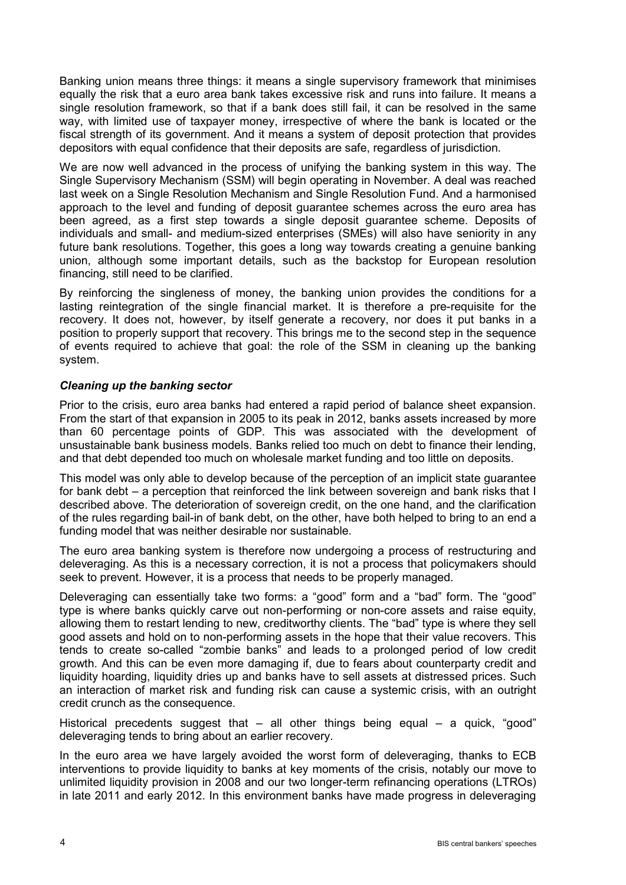Banking union means three things: it means a single supervisory framework that minimises equally the risk that a euro area bank takes excessive risk and runs into failure. It means a single resolution framework, so that if a bank does still fail, it can be resolved in the same way, with limited use of taxpayer money, irrespective of where the bank is located or the fiscal strength of its government. And it means a system of deposit protection that provides depositors with equal confidence that their deposits are safe, regardless of jurisdiction.

We are now well advanced in the process of unifying the banking system in this way. The Single Supervisory Mechanism (SSM) will begin operating in November. A deal was reached last week on a Single Resolution Mechanism and Single Resolution Fund. And a harmonised approach to the level and funding of deposit guarantee schemes across the euro area has been agreed, as a first step towards a single deposit guarantee scheme. Deposits of individuals and small- and medium-sized enterprises (SMEs) will also have seniority in any future bank resolutions. Together, this goes a long way towards creating a genuine banking union, although some important details, such as the backstop for European resolution financing, still need to be clarified.

By reinforcing the singleness of money, the banking union provides the conditions for a lasting reintegration of the single financial market. It is therefore a pre-requisite for the recovery. It does not, however, by itself generate a recovery, nor does it put banks in a position to properly support that recovery. This brings me to the second step in the sequence of events required to achieve that goal: the role of the SSM in cleaning up the banking system.

### *Cleaning up the banking sector*

Prior to the crisis, euro area banks had entered a rapid period of balance sheet expansion. From the start of that expansion in 2005 to its peak in 2012, banks assets increased by more than 60 percentage points of GDP. This was associated with the development of unsustainable bank business models. Banks relied too much on debt to finance their lending, and that debt depended too much on wholesale market funding and too little on deposits.

This model was only able to develop because of the perception of an implicit state guarantee for bank debt – a perception that reinforced the link between sovereign and bank risks that I described above. The deterioration of sovereign credit, on the one hand, and the clarification of the rules regarding bail-in of bank debt, on the other, have both helped to bring to an end a funding model that was neither desirable nor sustainable.

The euro area banking system is therefore now undergoing a process of restructuring and deleveraging. As this is a necessary correction, it is not a process that policymakers should seek to prevent. However, it is a process that needs to be properly managed.

Deleveraging can essentially take two forms: a "good" form and a "bad" form. The "good" type is where banks quickly carve out non-performing or non-core assets and raise equity, allowing them to restart lending to new, creditworthy clients. The "bad" type is where they sell good assets and hold on to non-performing assets in the hope that their value recovers. This tends to create so-called "zombie banks" and leads to a prolonged period of low credit growth. And this can be even more damaging if, due to fears about counterparty credit and liquidity hoarding, liquidity dries up and banks have to sell assets at distressed prices. Such an interaction of market risk and funding risk can cause a systemic crisis, with an outright credit crunch as the consequence.

Historical precedents suggest that – all other things being equal – a quick, "good" deleveraging tends to bring about an earlier recovery.

In the euro area we have largely avoided the worst form of deleveraging, thanks to ECB interventions to provide liquidity to banks at key moments of the crisis, notably our move to unlimited liquidity provision in 2008 and our two longer-term refinancing operations (LTROs) in late 2011 and early 2012. In this environment banks have made progress in deleveraging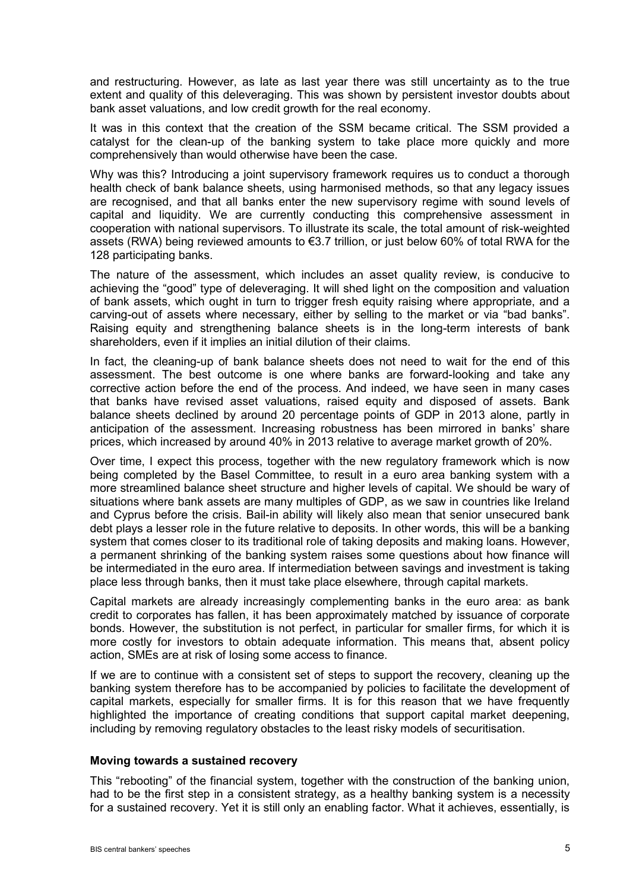and restructuring. However, as late as last year there was still uncertainty as to the true extent and quality of this deleveraging. This was shown by persistent investor doubts about bank asset valuations, and low credit growth for the real economy.

It was in this context that the creation of the SSM became critical. The SSM provided a catalyst for the clean-up of the banking system to take place more quickly and more comprehensively than would otherwise have been the case.

Why was this? Introducing a joint supervisory framework requires us to conduct a thorough health check of bank balance sheets, using harmonised methods, so that any legacy issues are recognised, and that all banks enter the new supervisory regime with sound levels of capital and liquidity. We are currently conducting this comprehensive assessment in cooperation with national supervisors. To illustrate its scale, the total amount of risk-weighted assets (RWA) being reviewed amounts to €3.7 trillion, or just below 60% of total RWA for the 128 participating banks.

The nature of the assessment, which includes an asset quality review, is conducive to achieving the "good" type of deleveraging. It will shed light on the composition and valuation of bank assets, which ought in turn to trigger fresh equity raising where appropriate, and a carving-out of assets where necessary, either by selling to the market or via "bad banks". Raising equity and strengthening balance sheets is in the long-term interests of bank shareholders, even if it implies an initial dilution of their claims.

In fact, the cleaning-up of bank balance sheets does not need to wait for the end of this assessment. The best outcome is one where banks are forward-looking and take any corrective action before the end of the process. And indeed, we have seen in many cases that banks have revised asset valuations, raised equity and disposed of assets. Bank balance sheets declined by around 20 percentage points of GDP in 2013 alone, partly in anticipation of the assessment. Increasing robustness has been mirrored in banks' share prices, which increased by around 40% in 2013 relative to average market growth of 20%.

Over time, I expect this process, together with the new regulatory framework which is now being completed by the Basel Committee, to result in a euro area banking system with a more streamlined balance sheet structure and higher levels of capital. We should be wary of situations where bank assets are many multiples of GDP, as we saw in countries like Ireland and Cyprus before the crisis. Bail-in ability will likely also mean that senior unsecured bank debt plays a lesser role in the future relative to deposits. In other words, this will be a banking system that comes closer to its traditional role of taking deposits and making loans. However, a permanent shrinking of the banking system raises some questions about how finance will be intermediated in the euro area. If intermediation between savings and investment is taking place less through banks, then it must take place elsewhere, through capital markets.

Capital markets are already increasingly complementing banks in the euro area: as bank credit to corporates has fallen, it has been approximately matched by issuance of corporate bonds. However, the substitution is not perfect, in particular for smaller firms, for which it is more costly for investors to obtain adequate information. This means that, absent policy action, SMEs are at risk of losing some access to finance.

If we are to continue with a consistent set of steps to support the recovery, cleaning up the banking system therefore has to be accompanied by policies to facilitate the development of capital markets, especially for smaller firms. It is for this reason that we have frequently highlighted the importance of creating conditions that support capital market deepening, including by removing regulatory obstacles to the least risky models of securitisation.

**Moving towards a sustained recovery**

This "rebooting" of the financial system, together with the construction of the banking union, had to be the first step in a consistent strategy, as a healthy banking system is a necessity for a sustained recovery. Yet it is still only an enabling factor. What it achieves, essentially, is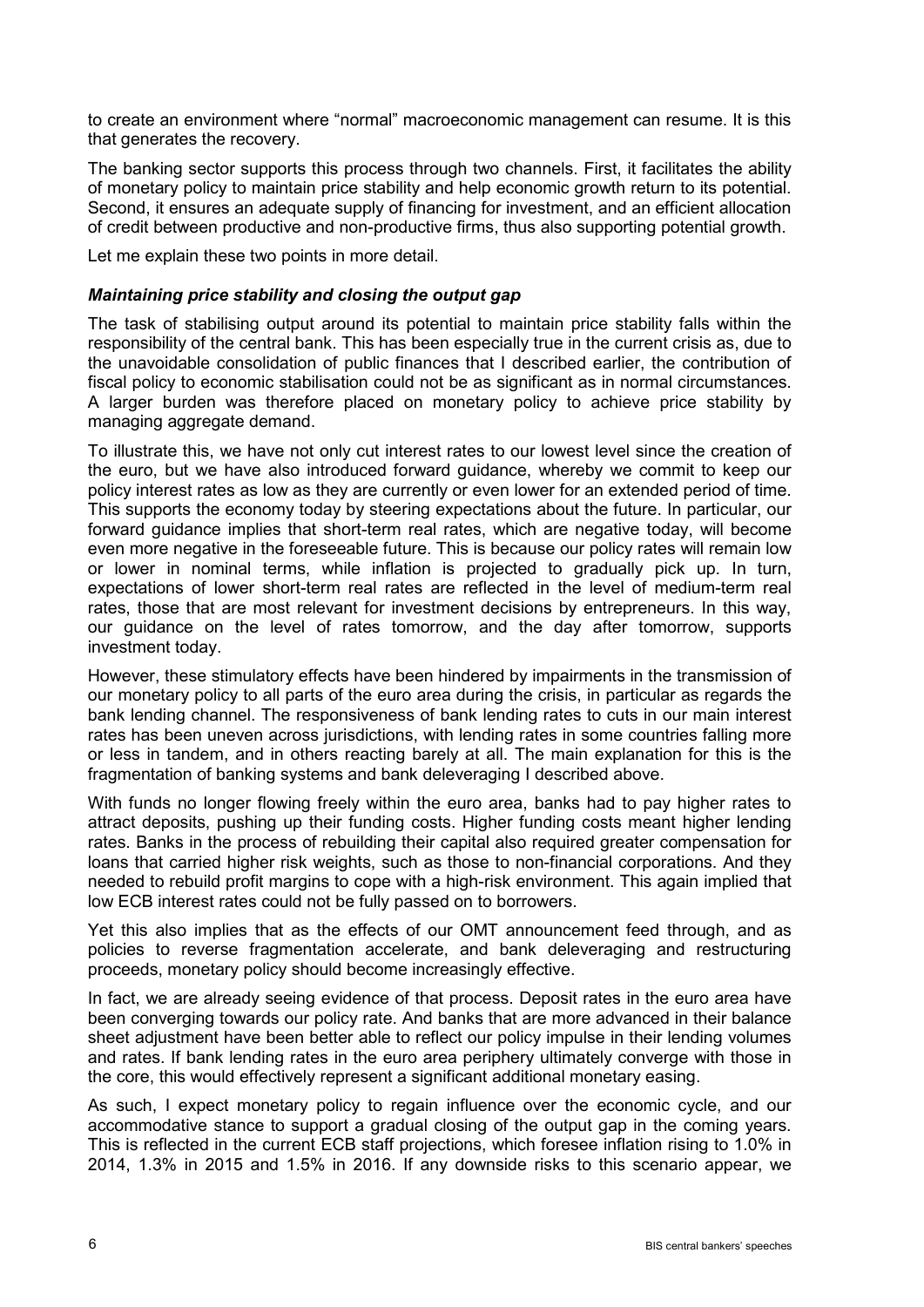to create an environment where "normal" macroeconomic management can resume. It is this that generates the recovery.

The banking sector supports this process through two channels. First, it facilitates the ability of monetary policy to maintain price stability and help economic growth return to its potential. Second, it ensures an adequate supply of financing for investment, and an efficient allocation of credit between productive and non-productive firms, thus also supporting potential growth.

Let me explain these two points in more detail.

***Maintaining price stability and closing the output gap***

The task of stabilising output around its potential to maintain price stability falls within the responsibility of the central bank. This has been especially true in the current crisis as, due to the unavoidable consolidation of public finances that I described earlier, the contribution of fiscal policy to economic stabilisation could not be as significant as in normal circumstances. A larger burden was therefore placed on monetary policy to achieve price stability by managing aggregate demand.

To illustrate this, we have not only cut interest rates to our lowest level since the creation of the euro, but we have also introduced forward guidance, whereby we commit to keep our policy interest rates as low as they are currently or even lower for an extended period of time. This supports the economy today by steering expectations about the future. In particular, our forward guidance implies that short-term real rates, which are negative today, will become even more negative in the foreseeable future. This is because our policy rates will remain low or lower in nominal terms, while inflation is projected to gradually pick up. In turn, expectations of lower short-term real rates are reflected in the level of medium-term real rates, those that are most relevant for investment decisions by entrepreneurs. In this way, our guidance on the level of rates tomorrow, and the day after tomorrow, supports investment today.

However, these stimulatory effects have been hindered by impairments in the transmission of our monetary policy to all parts of the euro area during the crisis, in particular as regards the bank lending channel. The responsiveness of bank lending rates to cuts in our main interest rates has been uneven across jurisdictions, with lending rates in some countries falling more or less in tandem, and in others reacting barely at all. The main explanation for this is the fragmentation of banking systems and bank deleveraging I described above.

With funds no longer flowing freely within the euro area, banks had to pay higher rates to attract deposits, pushing up their funding costs. Higher funding costs meant higher lending rates. Banks in the process of rebuilding their capital also required greater compensation for loans that carried higher risk weights, such as those to non-financial corporations. And they needed to rebuild profit margins to cope with a high-risk environment. This again implied that low ECB interest rates could not be fully passed on to borrowers.

Yet this also implies that as the effects of our OMT announcement feed through, and as policies to reverse fragmentation accelerate, and bank deleveraging and restructuring proceeds, monetary policy should become increasingly effective.

In fact, we are already seeing evidence of that process. Deposit rates in the euro area have been converging towards our policy rate. And banks that are more advanced in their balance sheet adjustment have been better able to reflect our policy impulse in their lending volumes and rates. If bank lending rates in the euro area periphery ultimately converge with those in the core, this would effectively represent a significant additional monetary easing.

As such, I expect monetary policy to regain influence over the economic cycle, and our accommodative stance to support a gradual closing of the output gap in the coming years. This is reflected in the current ECB staff projections, which foresee inflation rising to 1.0% in 2014, 1.3% in 2015 and 1.5% in 2016. If any downside risks to this scenario appear, we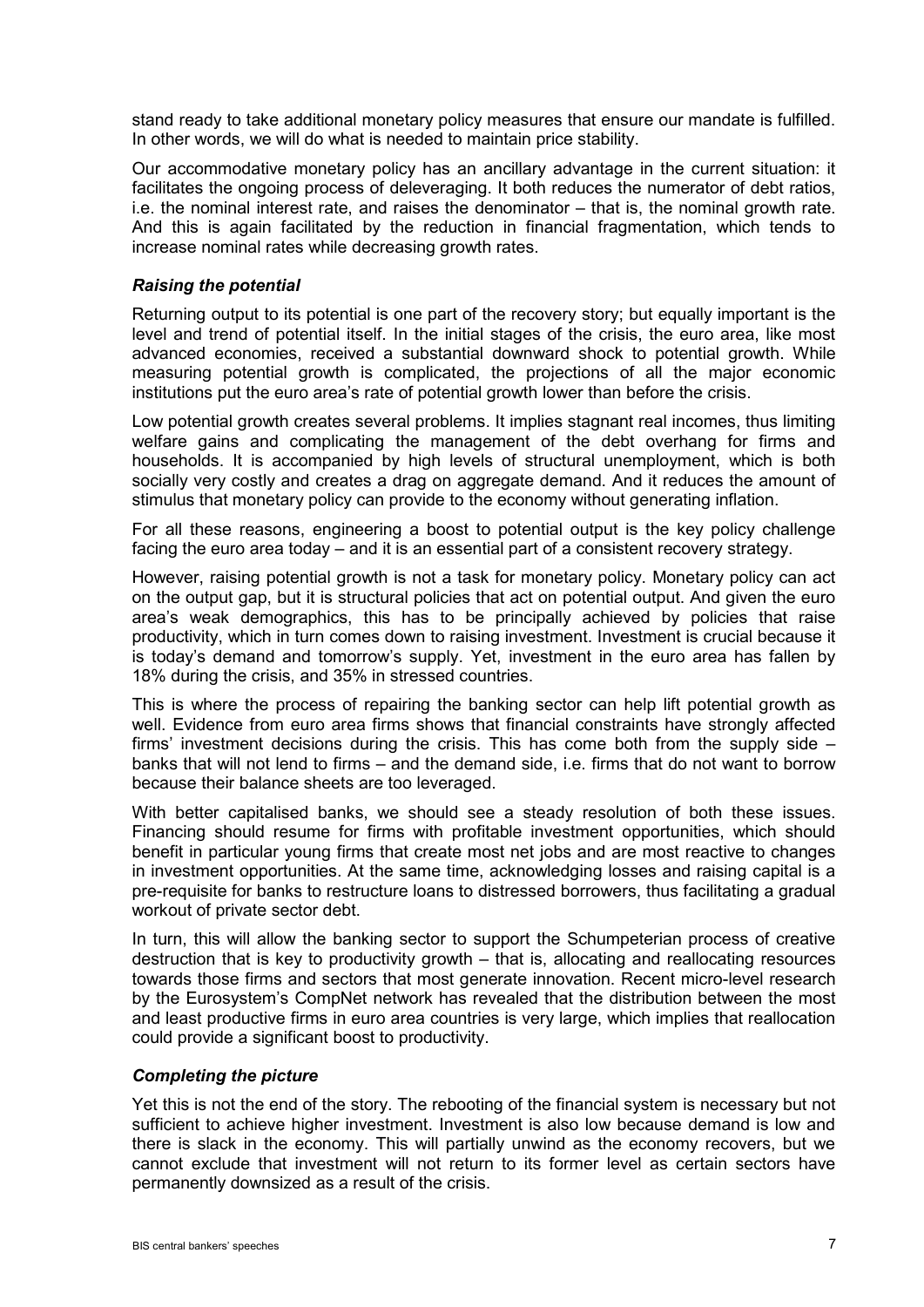stand ready to take additional monetary policy measures that ensure our mandate is fulfilled. In other words, we will do what is needed to maintain price stability.

Our accommodative monetary policy has an ancillary advantage in the current situation: it facilitates the ongoing process of deleveraging. It both reduces the numerator of debt ratios, i.e. the nominal interest rate, and raises the denominator – that is, the nominal growth rate. And this is again facilitated by the reduction in financial fragmentation, which tends to increase nominal rates while decreasing growth rates.

### *Raising the potential*

Returning output to its potential is one part of the recovery story; but equally important is the level and trend of potential itself. In the initial stages of the crisis, the euro area, like most advanced economies, received a substantial downward shock to potential growth. While measuring potential growth is complicated, the projections of all the major economic institutions put the euro area's rate of potential growth lower than before the crisis.

Low potential growth creates several problems. It implies stagnant real incomes, thus limiting welfare gains and complicating the management of the debt overhang for firms and households. It is accompanied by high levels of structural unemployment, which is both socially very costly and creates a drag on aggregate demand. And it reduces the amount of stimulus that monetary policy can provide to the economy without generating inflation.

For all these reasons, engineering a boost to potential output is the key policy challenge facing the euro area today – and it is an essential part of a consistent recovery strategy.

However, raising potential growth is not a task for monetary policy. Monetary policy can act on the output gap, but it is structural policies that act on potential output. And given the euro area's weak demographics, this has to be principally achieved by policies that raise productivity, which in turn comes down to raising investment. Investment is crucial because it is today's demand and tomorrow's supply. Yet, investment in the euro area has fallen by 18% during the crisis, and 35% in stressed countries.

This is where the process of repairing the banking sector can help lift potential growth as well. Evidence from euro area firms shows that financial constraints have strongly affected firms' investment decisions during the crisis. This has come both from the supply side – banks that will not lend to firms – and the demand side, i.e. firms that do not want to borrow because their balance sheets are too leveraged.

With better capitalised banks, we should see a steady resolution of both these issues. Financing should resume for firms with profitable investment opportunities, which should benefit in particular young firms that create most net jobs and are most reactive to changes in investment opportunities. At the same time, acknowledging losses and raising capital is a pre-requisite for banks to restructure loans to distressed borrowers, thus facilitating a gradual workout of private sector debt.

In turn, this will allow the banking sector to support the Schumpeterian process of creative destruction that is key to productivity growth – that is, allocating and reallocating resources towards those firms and sectors that most generate innovation. Recent micro-level research by the Eurosystem's CompNet network has revealed that the distribution between the most and least productive firms in euro area countries is very large, which implies that reallocation could provide a significant boost to productivity.

### *Completing the picture*

Yet this is not the end of the story. The rebooting of the financial system is necessary but not sufficient to achieve higher investment. Investment is also low because demand is low and there is slack in the economy. This will partially unwind as the economy recovers, but we cannot exclude that investment will not return to its former level as certain sectors have permanently downsized as a result of the crisis.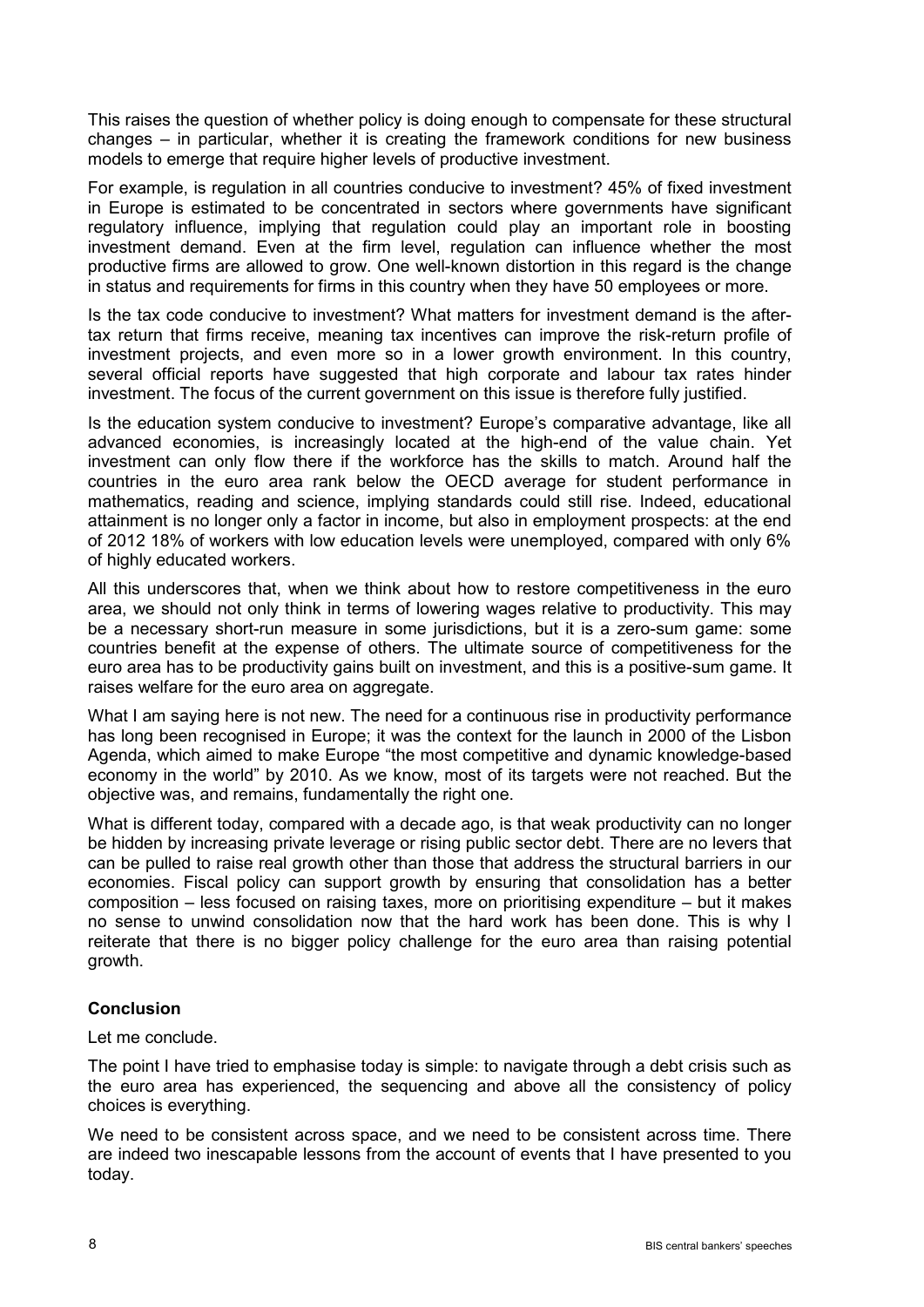This raises the question of whether policy is doing enough to compensate for these structural changes – in particular, whether it is creating the framework conditions for new business models to emerge that require higher levels of productive investment.

For example, is regulation in all countries conducive to investment? 45% of fixed investment in Europe is estimated to be concentrated in sectors where governments have significant regulatory influence, implying that regulation could play an important role in boosting investment demand. Even at the firm level, regulation can influence whether the most productive firms are allowed to grow. One well-known distortion in this regard is the change in status and requirements for firms in this country when they have 50 employees or more.

Is the tax code conducive to investment? What matters for investment demand is the after-tax return that firms receive, meaning tax incentives can improve the risk-return profile of investment projects, and even more so in a lower growth environment. In this country, several official reports have suggested that high corporate and labour tax rates hinder investment. The focus of the current government on this issue is therefore fully justified.

Is the education system conducive to investment? Europe's comparative advantage, like all advanced economies, is increasingly located at the high-end of the value chain. Yet investment can only flow there if the workforce has the skills to match. Around half the countries in the euro area rank below the OECD average for student performance in mathematics, reading and science, implying standards could still rise. Indeed, educational attainment is no longer only a factor in income, but also in employment prospects: at the end of 2012 18% of workers with low education levels were unemployed, compared with only 6% of highly educated workers.

All this underscores that, when we think about how to restore competitiveness in the euro area, we should not only think in terms of lowering wages relative to productivity. This may be a necessary short-run measure in some jurisdictions, but it is a zero-sum game: some countries benefit at the expense of others. The ultimate source of competitiveness for the euro area has to be productivity gains built on investment, and this is a positive-sum game. It raises welfare for the euro area on aggregate.

What I am saying here is not new. The need for a continuous rise in productivity performance has long been recognised in Europe; it was the context for the launch in 2000 of the Lisbon Agenda, which aimed to make Europe "the most competitive and dynamic knowledge-based economy in the world" by 2010. As we know, most of its targets were not reached. But the objective was, and remains, fundamentally the right one.

What is different today, compared with a decade ago, is that weak productivity can no longer be hidden by increasing private leverage or rising public sector debt. There are no levers that can be pulled to raise real growth other than those that address the structural barriers in our economies. Fiscal policy can support growth by ensuring that consolidation has a better composition – less focused on raising taxes, more on prioritising expenditure – but it makes no sense to unwind consolidation now that the hard work has been done. This is why I reiterate that there is no bigger policy challenge for the euro area than raising potential growth.

## Conclusion

Let me conclude.

The point I have tried to emphasise today is simple: to navigate through a debt crisis such as the euro area has experienced, the sequencing and above all the consistency of policy choices is everything.

We need to be consistent across space, and we need to be consistent across time. There are indeed two inescapable lessons from the account of events that I have presented to you today.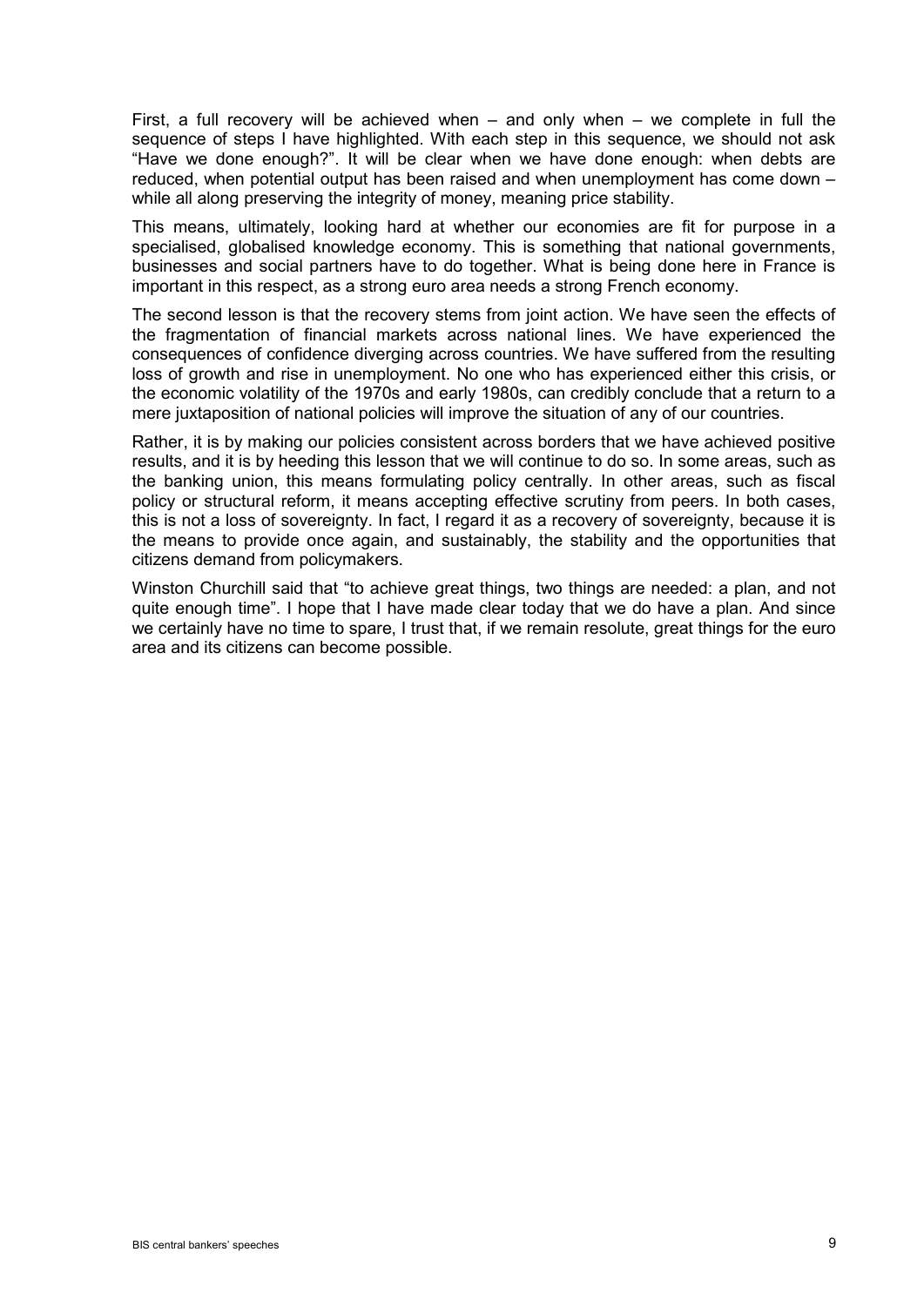First, a full recovery will be achieved when – and only when – we complete in full the sequence of steps I have highlighted. With each step in this sequence, we should not ask "Have we done enough?". It will be clear when we have done enough: when debts are reduced, when potential output has been raised and when unemployment has come down – while all along preserving the integrity of money, meaning price stability.

This means, ultimately, looking hard at whether our economies are fit for purpose in a specialised, globalised knowledge economy. This is something that national governments, businesses and social partners have to do together. What is being done here in France is important in this respect, as a strong euro area needs a strong French economy.

The second lesson is that the recovery stems from joint action. We have seen the effects of the fragmentation of financial markets across national lines. We have experienced the consequences of confidence diverging across countries. We have suffered from the resulting loss of growth and rise in unemployment. No one who has experienced either this crisis, or the economic volatility of the 1970s and early 1980s, can credibly conclude that a return to a mere juxtaposition of national policies will improve the situation of any of our countries.

Rather, it is by making our policies consistent across borders that we have achieved positive results, and it is by heeding this lesson that we will continue to do so. In some areas, such as the banking union, this means formulating policy centrally. In other areas, such as fiscal policy or structural reform, it means accepting effective scrutiny from peers. In both cases, this is not a loss of sovereignty. In fact, I regard it as a recovery of sovereignty, because it is the means to provide once again, and sustainably, the stability and the opportunities that citizens demand from policymakers.

Winston Churchill said that "to achieve great things, two things are needed: a plan, and not quite enough time". I hope that I have made clear today that we do have a plan. And since we certainly have no time to spare, I trust that, if we remain resolute, great things for the euro area and its citizens can become possible.